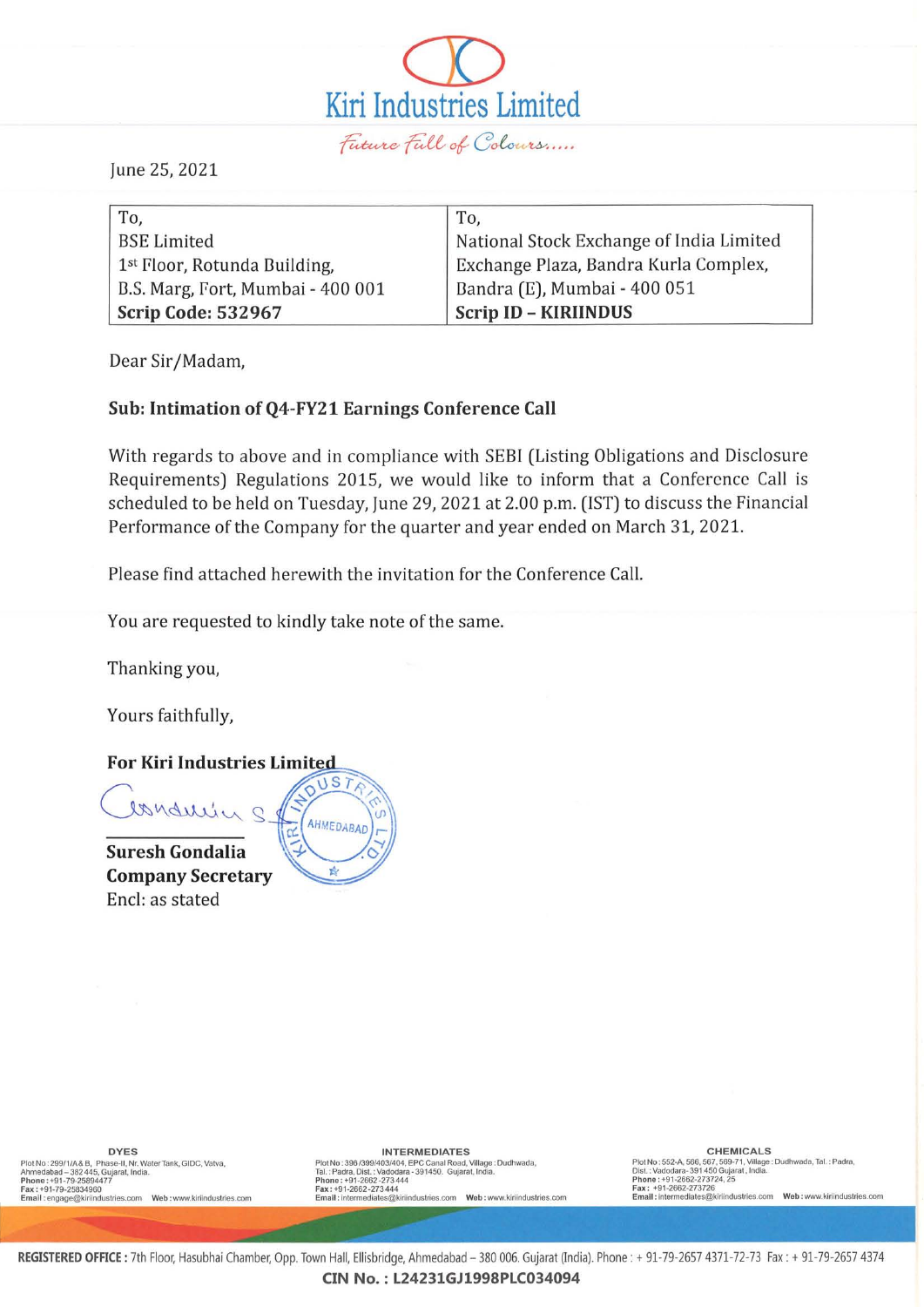# Kiri Industries Limited

*Future Full of Colours.....*

June 25, 2021

| To, | To, |
|---|---|
| BSE Limited | National Stock Exchange of India Limited |
| 1st Floor, Rotunda Building, | Exchange Plaza, Bandra Kurla Complex, |
| B.S. Marg, Fort, Mumbai - 400 001 | Bandra (E), Mumbai - 400 051 |
| **Scrip Code: 532967** | **Scrip ID – KIRIINDUS** |

Dear Sir/Madam,

**Sub: Intimation of Q4-FY21 Earnings Conference Call**

With regards to above and in compliance with SEBI (Listing Obligations and Disclosure Requirements) Regulations 2015, we would like to inform that a Conference Call is scheduled to be held on Tuesday, June 29, 2021 at 2.00 p.m. (IST) to discuss the Financial Performance of the Company for the quarter and year ended on March 31, 2021.

Please find attached herewith the invitation for the Conference Call.

You are requested to kindly take note of the same.

Thanking you,

Yours faithfully,

**For Kiri Industries Limited**

**Suresh Gondalia**
**Company Secretary**
Encl: as stated

**DYES**
Plot No: 299/1/A& B, Phase-II, Nr. Water Tank, GIDC, Vatva, Ahmedabad – 382 445, Gujarat, India.
Phone: +91-79-25894477
Fax: +91-79-25834960
Email: engage@kiriindustries.com Web: www.kiriindustries.com

**INTERMEDIATES**
Plot No: 396/399/403/404, EPC Canal Road, Village: Dudhwada, Tal.: Padra, Dist.: Vadodara - 391450. Gujarat, India.
Phone: +91-2662-273 444
Fax: +91-2662-273 444
Email: intermediates@kiriindustries.com Web: www.kiriindustries.com

**CHEMICALS**
Plot No: 552-A, 566, 567, 569-71, Village: Dudhwada, Tal.: Padra, Dist.: Vadodara- 391 450 Gujarat, India.
Phone: +91-2662-273724, 25
Fax: +91-2662-273726
Email: intermediates@kiriindustries.com Web: www.kiriindustries.com

**REGISTERED OFFICE:** 7th Floor, Hasubhai Chamber, Opp. Town Hall, Ellisbridge, Ahmedabad – 380 006. Gujarat (India). Phone: + 91-79-2657 4371-72-73 Fax: + 91-79-2657 4374

**CIN No.: L24231GJ1998PLC034094**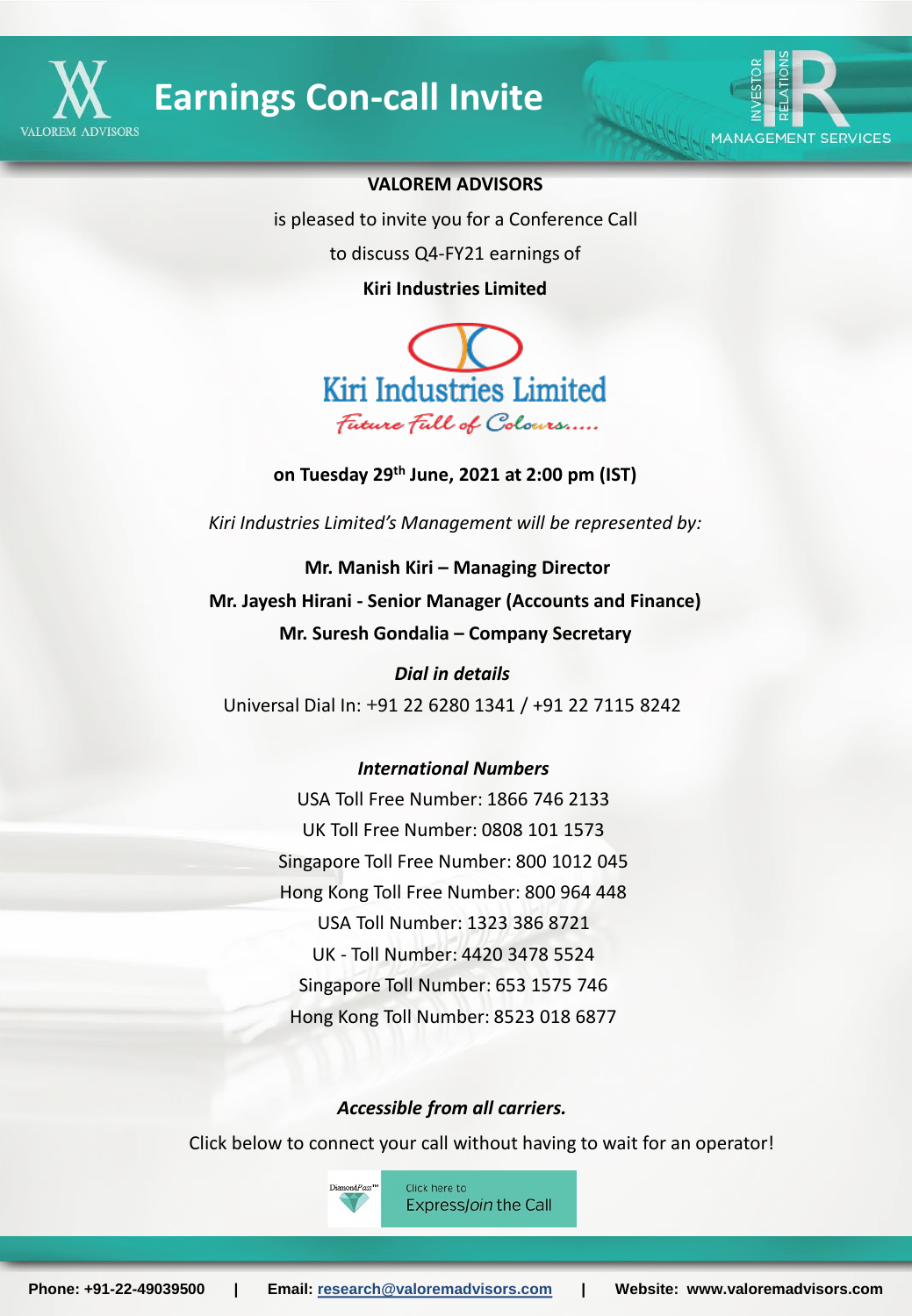# Earnings Con-call Invite

VALOREM ADVISORS

INVESTOR RELATIONS MANAGEMENT SERVICES

**VALOREM ADVISORS**

is pleased to invite you for a Conference Call

to discuss Q4-FY21 earnings of

**Kiri Industries Limited**

Kiri Industries Limited

*Future Full of Colours.....*

**on Tuesday 29th June, 2021 at 2:00 pm (IST)**

*Kiri Industries Limited's Management will be represented by:*

**Mr. Manish Kiri – Managing Director**

**Mr. Jayesh Hirani - Senior Manager (Accounts and Finance)**

**Mr. Suresh Gondalia – Company Secretary**

***Dial in details***

Universal Dial In: +91 22 6280 1341 / +91 22 7115 8242

***International Numbers***

USA Toll Free Number: 1866 746 2133

UK Toll Free Number: 0808 101 1573

Singapore Toll Free Number: 800 1012 045

Hong Kong Toll Free Number: 800 964 448

USA Toll Number: 1323 386 8721

UK - Toll Number: 4420 3478 5524

Singapore Toll Number: 653 1575 746

Hong Kong Toll Number: 8523 018 6877

***Accessible from all carriers.***

Click below to connect your call without having to wait for an operator!

DiamondPass™ Click here to Express*Join* the Call

**Phone: +91-22-49039500 | Email: research@valoremadvisors.com | Website: www.valoremadvisors.com**